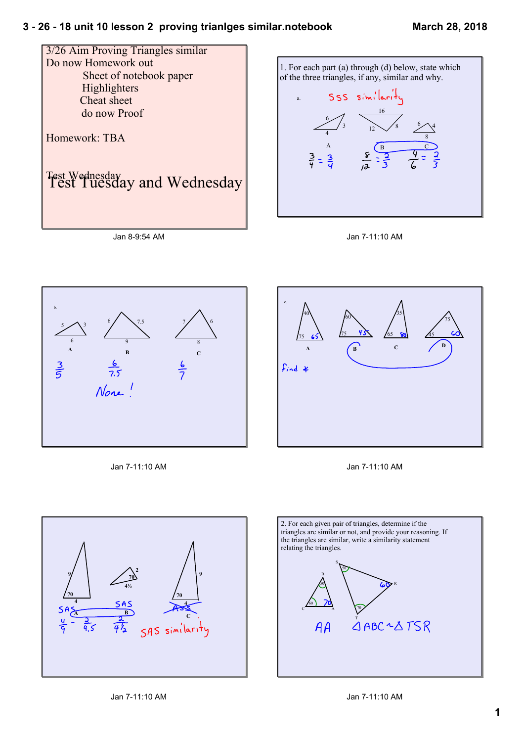3/26 Aim Proving Triangles similar

Do now Homework out

- Sheet of notebook paper
- Highlighters
- Cheat sheet
- do now Proof

Homework: TBA

Test Wednesday

Test Tuesday and Wednesday

Jan 8-9:54 AM

1. For each part (a) through (d) below, state which of the three triangles, if any, similar and why.

a. SSS similarity

A: 6, 3, 4 — B: 16, 12, 8 — C: 6, 4, 8

$\frac{3}{4} = \frac{3}{4}$ $\frac{8}{12} = \frac{2}{3}$ $\frac{4}{6} = \frac{2}{3}$

Jan 7-11:10 AM

b.

A: 5, 3, 6 — B: 6, 7.5, 9 — C: 7, 6, 8

$\frac{3}{5}$ $\frac{6}{7.5}$ $\frac{6}{7}$

None !

Jan 7-11:10 AM

c.

A: 40, 75, 65 — B: 60, 75, 45 — C: 35, 65, 80 — D: 75, 45, 60

find ∢

Jan 7-11:10 AM

A: 9, 70, 4 — B: 2, 70, 4½ — C: 9, 70, 4

SAS SAS ASS

$\frac{4}{9} = \frac{2}{4.5}$ $\frac{2}{4\frac{1}{2}}$

SAS similarity

Jan 7-11:10 AM

2. For each given pair of triangles, determine if the triangles are similar or not, and provide your reasoning. If the triangles are similar, write a similarity statement relating the triangles.

B: 50, C: 60, A: 70 — S: 50, R: 60, T: 70

AA $\triangle ABC \sim \triangle TSR$

Jan 7-11:10 AM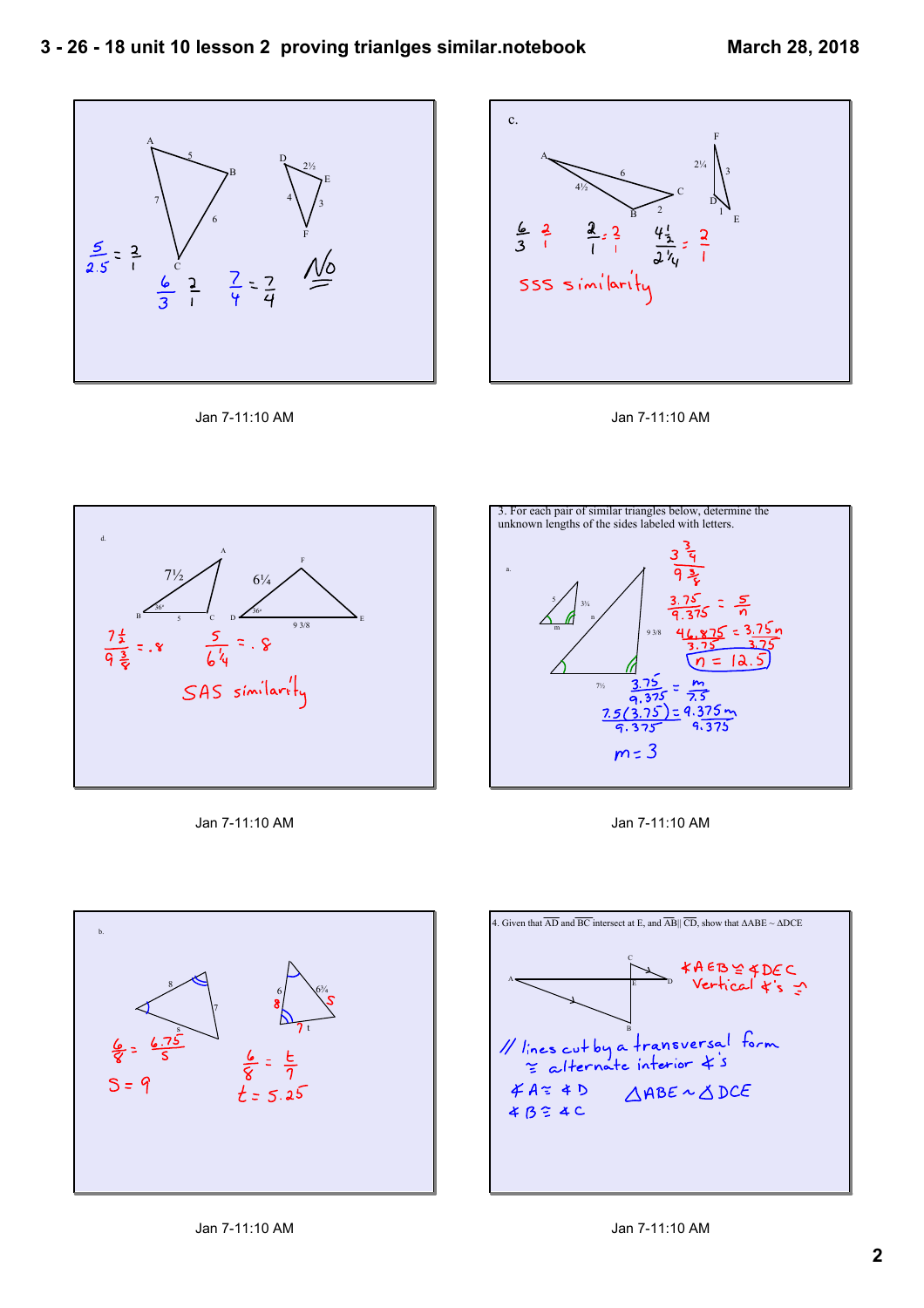Slide 1:

A, B, C triangle: AB = 5, AC = 7, BC = 6

D, E, F triangle: DE = $2\frac{1}{2}$, DF = 4, EF = 3

$\frac{5}{2.5} = \frac{2}{1}$

$\frac{6}{3}$ $\frac{2}{1}$ $\frac{7}{4} = \frac{7}{4}$ No

Jan 7-11:10 AM

Slide 2:

c.

AB = $4\frac{1}{2}$, AC = 6, BC = 2; DF = $2\frac{1}{4}$, FE = 3, DE = 1

$\frac{6}{3}$ $\frac{2}{1}$ $\frac{2}{1} = \frac{3}{1}$ $\frac{4\frac{1}{2}}{2\frac{1}{4}} = \frac{2}{1}$

SSS similarity

Jan 7-11:10 AM

Slide 3:

d.

AB = $7\frac{1}{2}$, BC = 5, ∠B = 36°; DF = $6\frac{1}{4}$, DE = 9 3/8, ∠D = 36°

$\frac{7\frac{1}{2}}{9\frac{3}{8}} = .8$ $\frac{5}{6\frac{1}{4}} = .8$

SAS similarity

Jan 7-11:10 AM

Slide 4:

3. For each pair of similar triangles below, determine the unknown lengths of the sides labeled with letters.

a.

Small triangle: 5, $3\frac{3}{4}$, m, n; large triangle: 9 3/8, $7\frac{1}{2}$

$\frac{3\frac{3}{4}}{9\frac{3}{8}}$

$\frac{3.75}{9.375} = \frac{5}{n}$

$\frac{46.875}{3.75} = \frac{3.75n}{3.75}$

$n = 12.5$

$\frac{3.75}{9.375} = \frac{m}{7.5}$

$\frac{7.5(3.75)}{9.375} = \frac{9.375m}{9.375}$

$m = 3$

Jan 7-11:10 AM

Slide 5:

b.

Small triangle: 8, 7, s; other triangle: 6, $6\frac{3}{4}$, 8, 7, t

$\frac{6}{8} = \frac{6.75}{s}$

$s = 9$

$\frac{6}{8} = \frac{t}{7}$

$t = 5.25$

Jan 7-11:10 AM

Slide 6:

4. Given that $\overline{AD}$ and $\overline{BC}$ intersect at E, and $\overline{AB} \parallel \overline{CD}$, show that ΔABE ~ ΔDCE

∠AEB ≅ ∠DEC
Vertical ∠'s ≅

∥ lines cut by a transversal form ≅ alternate interior ∠'s

∠A ≅ ∠D
∠B ≅ ∠C

ΔABE ~ ΔDCE

Jan 7-11:10 AM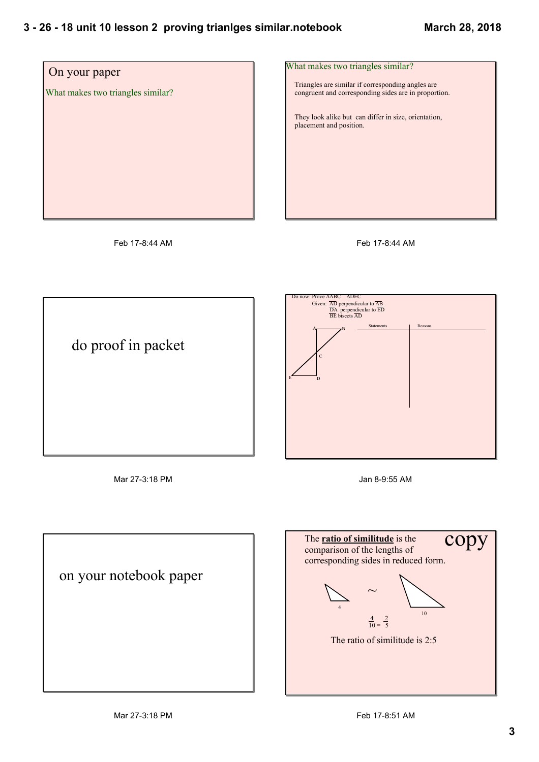On your paper

What makes two triangles similar?

Feb 17-8:44 AM

What makes two triangles similar?

Triangles are similar if corresponding angles are congruent and corresponding sides are in proportion.

They look alike but can differ in size, orientation, placement and position.

Feb 17-8:44 AM

do proof in packet

Mar 27-3:18 PM

Do now: Prove ΔABC ~ ΔDEC

Given: $\overline{AD}$ perpendicular to $\overline{AB}$

$\overline{DA}$ perpendicular to $\overline{ED}$

$\overline{BE}$ bisects $\overline{AD}$

| Statements | Reasons |
| --- | --- |
| | |

Jan 8-9:55 AM

on your notebook paper

Mar 27-3:18 PM

copy

The **ratio of similitude** is the comparison of the lengths of corresponding sides in reduced form.

$$\frac{4}{10} = \frac{2}{5}$$

The ratio of similitude is 2:5

Feb 17-8:51 AM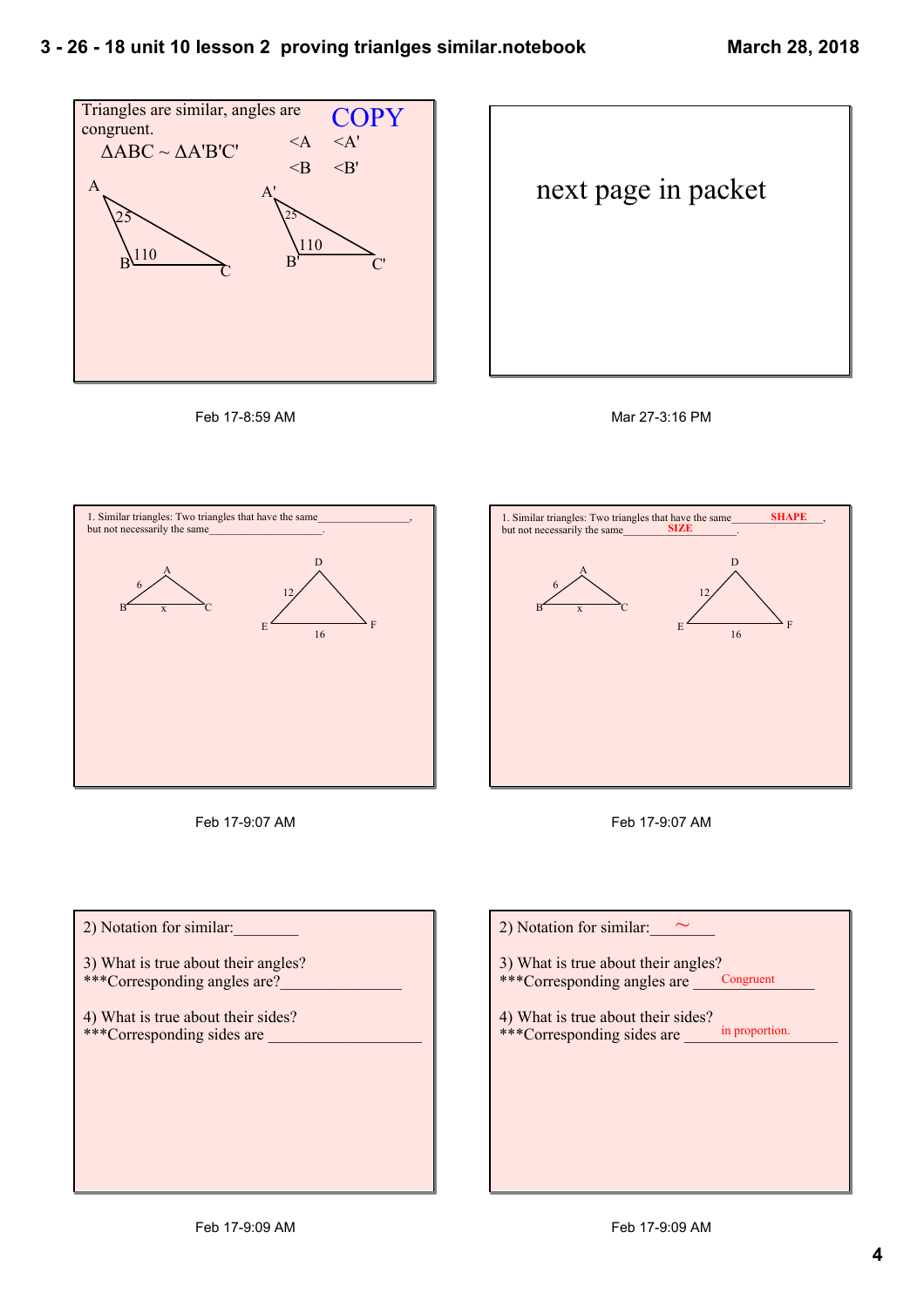Triangles are similar, angles are congruent.

COPY

$\Delta ABC \sim \Delta A'B'C'$

$\angle A$ $\angle A'$

$\angle B$ $\angle B'$

A, 25, B, 110, C

A', 25, B', 110, C'

Feb 17-8:59 AM

next page in packet

Mar 27-3:16 PM

1. Similar triangles: Two triangles that have the same________________, but not necessarily the same____________________.

A, B, C, 6, x

D, E, F, 12, 16

Feb 17-9:07 AM

1. Similar triangles: Two triangles that have the same___**SHAPE**___, but not necessarily the same___**SIZE**___.

A, B, C, 6, x

D, E, F, 12, 16

Feb 17-9:07 AM

2) Notation for similar:________

3) What is true about their angles?
***Corresponding angles are?________________

4) What is true about their sides?
***Corresponding sides are ____________________

Feb 17-9:09 AM

2) Notation for similar:___$\sim$___

3) What is true about their angles?
***Corresponding angles are ___Congruent___

4) What is true about their sides?
***Corresponding sides are ___in proportion.___

Feb 17-9:09 AM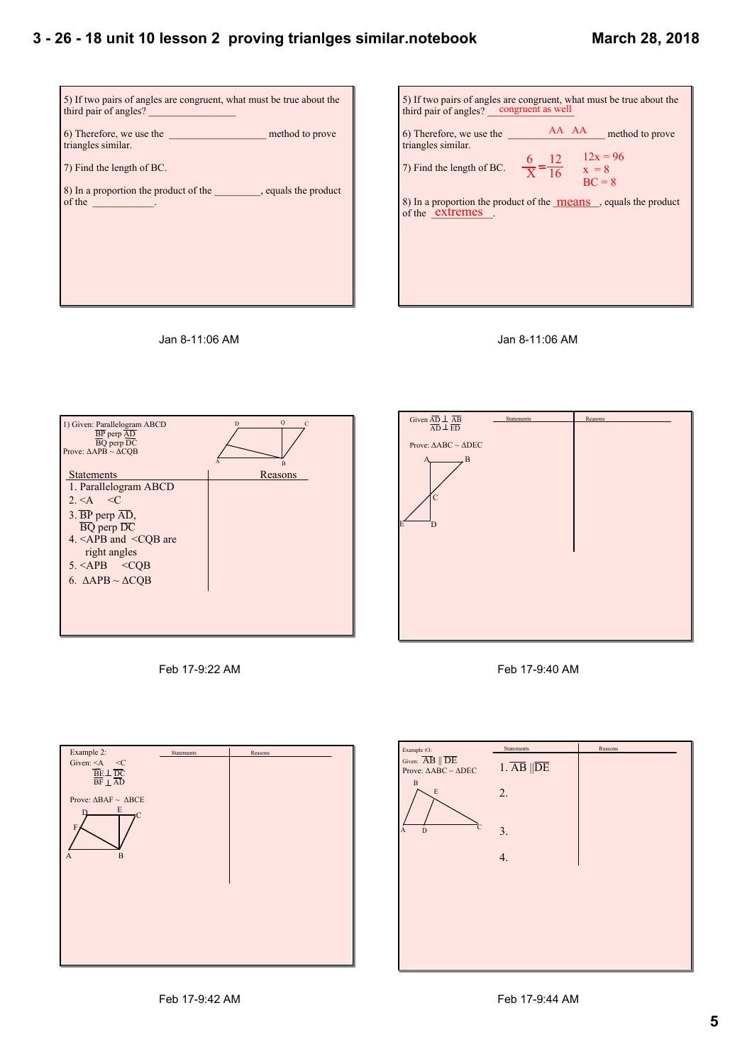5) If two pairs of angles are congruent, what must be true about the third pair of angles? ________________

6) Therefore, we use the __________________ method to prove triangles similar.

7) Find the length of BC.

8) In a proportion the product of the _________, equals the product of the ____________.

Jan 8-11:06 AM

5) If two pairs of angles are congruent, what must be true about the third pair of angles? congruent as well

6) Therefore, we use the AA AA method to prove triangles similar.

7) Find the length of BC. $\frac{6}{X} = \frac{12}{16}$ $12x = 96$ $x = 8$ $BC = 8$

8) In a proportion the product of the means, equals the product of the extremes.

Jan 8-11:06 AM

1) Given: Parallelogram ABCD
$\overline{BP}$ perp $\overline{AD}$
$\overline{BQ}$ perp $\overline{DC}$
Prove: ΔAPB ~ ΔCQB

| Statements | Reasons |
|---|---|
| 1. Parallelogram ABCD | |
| 2. <A <C | |
| 3. $\overline{BP}$ perp $\overline{AD}$, $\overline{BQ}$ perp $\overline{DC}$ | |
| 4. <APB and <CQB are right angles | |
| 5. <APB <CQB | |
| 6. ΔAPB ~ ΔCQB | |

Feb 17-9:22 AM

Given $\overline{AD} \perp \overline{AB}$
$\overline{AD} \perp \overline{ED}$

Prove: ΔABC ~ ΔDEC

| Statements | Reasons |
|---|---|
| | |

Feb 17-9:40 AM

Example 2:
Given: <A <C
$\overline{BE} \perp \overline{DC}$
$\overline{BF} \perp \overline{AD}$

Prove: ΔBAF ~ ΔBCE

| Statements | Reasons |
|---|---|
| | |

Feb 17-9:42 AM

Example #3:
Given: $\overline{AB} \parallel \overline{DE}$
Prove: ΔABC ~ ΔDEC

| Statements | Reasons |
|---|---|
| 1. $\overline{AB} \parallel \overline{DE}$ | |
| 2. | |
| 3. | |
| 4. | |

Feb 17-9:44 AM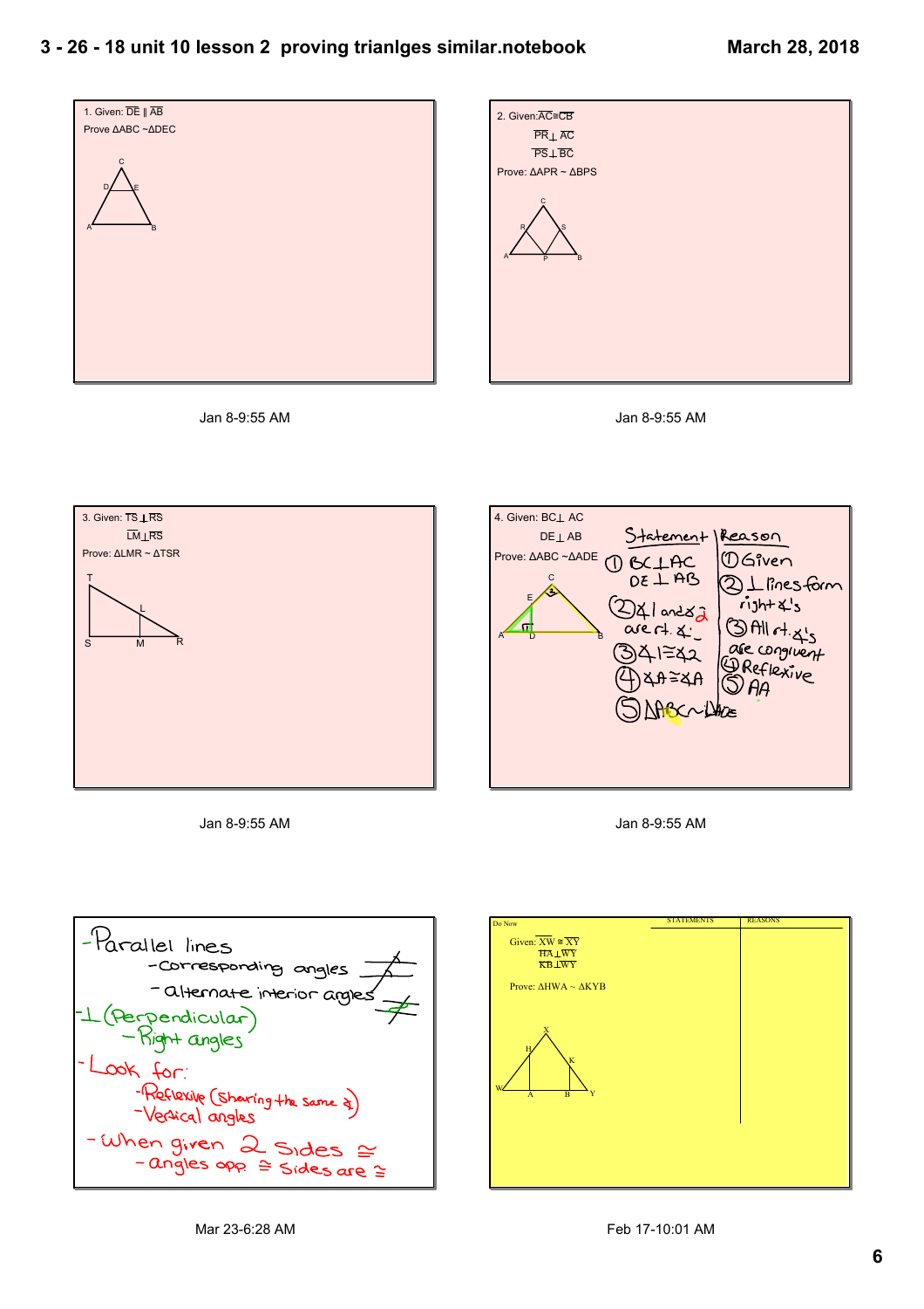1. Given: $\overline{DE} \parallel \overline{AB}$

Prove $\Delta ABC \sim \Delta DEC$

Jan 8-9:55 AM

2. Given: $\overline{AC} \cong \overline{CB}$

$\overline{PR} \perp \overline{AC}$

$\overline{PS} \perp \overline{BC}$

Prove: $\Delta APR \sim \Delta BPS$

Jan 8-9:55 AM

3. Given: $\overline{TS} \perp \overline{RS}$

$\overline{LM} \perp \overline{RS}$

Prove: $\Delta LMR \sim \Delta TSR$

Jan 8-9:55 AM

4. Given: $BC \perp AC$

$DE \perp AB$

Prove: $\Delta ABC \sim \Delta ADE$

| Statement | Reason |
|---|---|
| ① $BC \perp AC$, $DE \perp AB$ | ① Given |
| ② ∡1 and ∡2 are rt. ∡ | ② ⊥ lines form right ∡'s |
| ③ ∡1 ≅ ∡2 | ③ All rt. ∡'s are congruent |
| ④ ∡A ≅ ∡A | ④ Reflexive |
| ⑤ $\Delta ABC \sim \Delta ADE$ | ⑤ AA |

Jan 8-9:55 AM

- Parallel lines
  - Corresponding angles
  - alternate interior angles
- ⊥ (Perpendicular)
  - Right angles
- Look for:
  - Reflexive (sharing the same ∡)
  - Vertical angles
- When given 2 sides ≅
  - angles opp ≅ sides are ≅

Mar 23-6:28 AM

Do Now

Given: $\overline{XW} \cong \overline{XY}$

$\overline{HA} \perp \overline{WY}$

$\overline{KB} \perp \overline{WY}$

Prove: $\Delta HWA \sim \Delta KYB$

| STATEMENTS | REASONS |
|---|---|
| | |

Feb 17-10:01 AM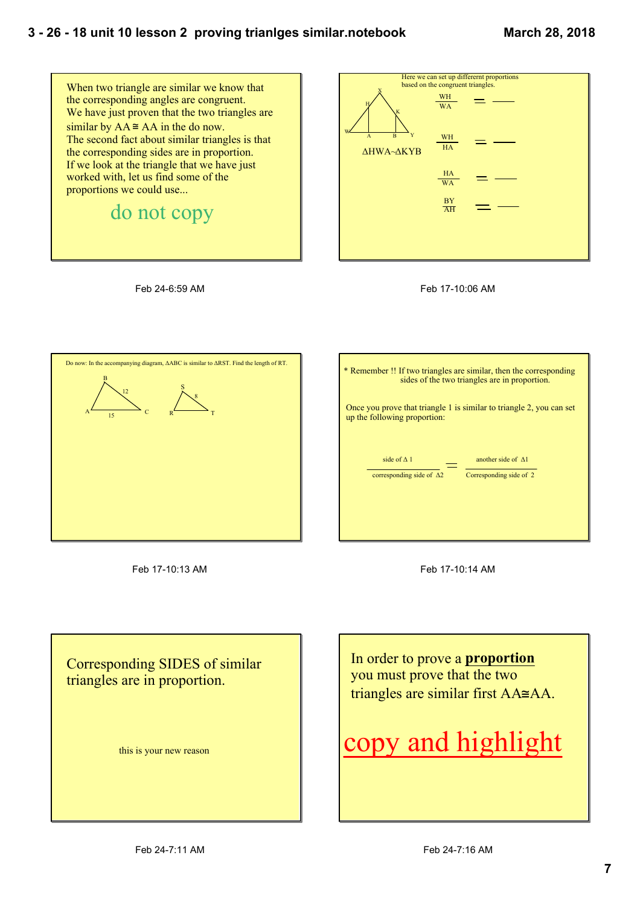When two triangle are similar we know that the corresponding angles are congruent.
We have just proven that the two triangles are similar by AA ≅ AA in the do now.
The second fact about similar triangles is that the corresponding sides are in proportion.
If we look at the triangle that we have just worked with, let us find some of the proportions we could use...

do not copy

Feb 24-6:59 AM

Here we can set up differernt proportions based on the congruent triangles.

ΔHWA~ΔKYB

$$\frac{WH}{WA} = \frac{\quad}{\quad}$$

$$\frac{WH}{HA} = \frac{\quad}{\quad}$$

$$\frac{HA}{WA} = \frac{\quad}{\quad}$$

$$\frac{BY}{AH} = \frac{\quad}{\quad}$$

Feb 17-10:06 AM

Do now: In the accompanying diagram, ΔABC is similar to ΔRST. Find the length of RT.

Feb 17-10:13 AM

* Remember !! If two triangles are similar, then the corresponding sides of the two triangles are in proportion.

Once you prove that triangle 1 is similar to triangle 2, you can set up the following proportion:

$$\frac{\text{side of } \Delta\ 1}{\text{corresponding side of } \Delta 2} = \frac{\text{another side of } \Delta 1}{\text{Corresponding side of } 2}$$

Feb 17-10:14 AM

Corresponding SIDES of similar triangles are in proportion.

this is your new reason

Feb 24-7:11 AM

In order to prove a **proportion** you must prove that the two triangles are similar first AA≅AA.

copy and highlight

Feb 24-7:16 AM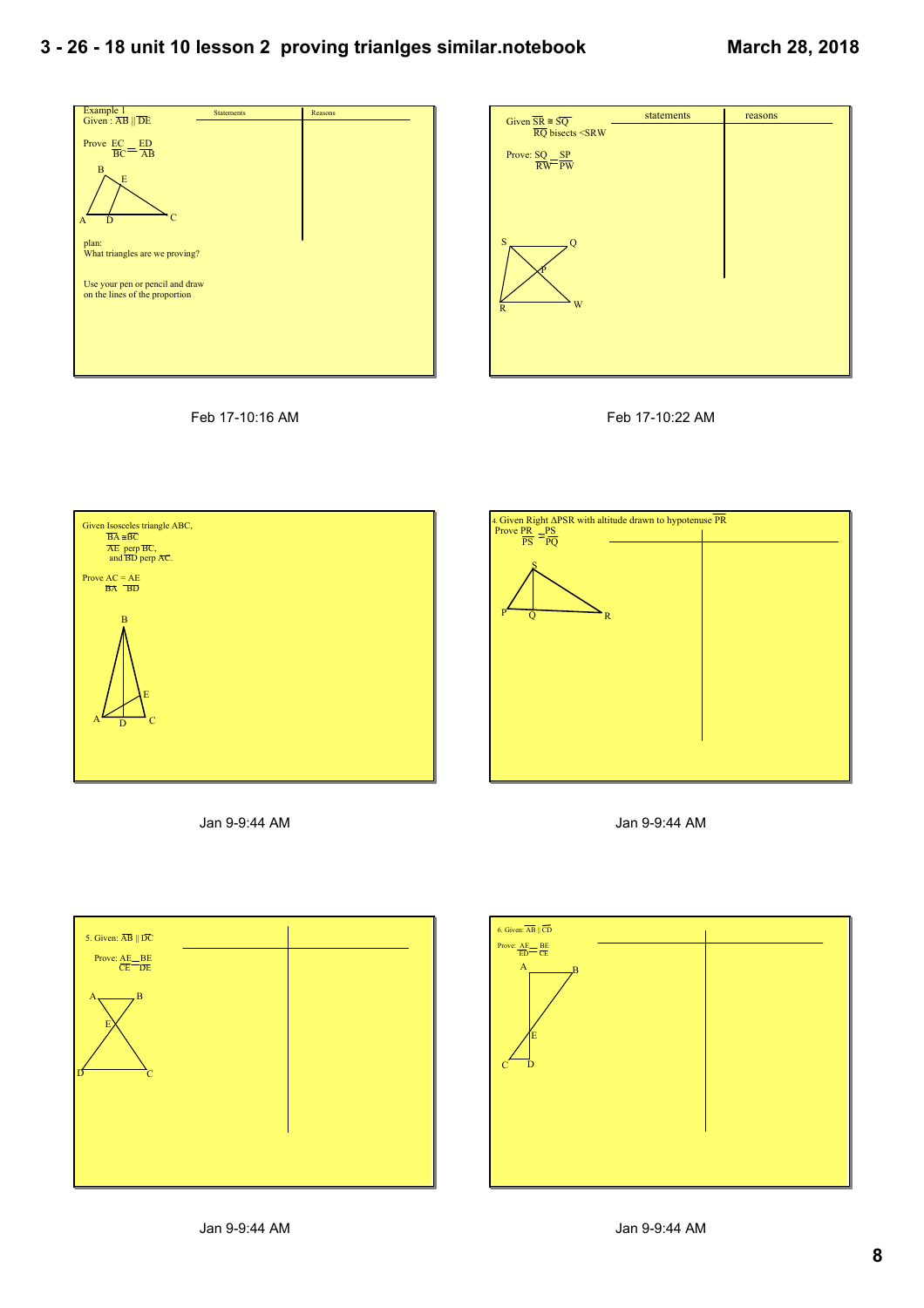### Example 1

Given : $\overline{AB} \parallel \overline{DE}$

Prove $\frac{EC}{BC} = \frac{ED}{AB}$

| Statements | Reasons |
| --- | --- |
| | |

plan:
What triangles are we proving?

Use your pen or pencil and draw on the lines of the proportion

Feb 17-10:16 AM

---

Given $\overline{SR} \cong \overline{SQ}$
$\overline{RQ}$ bisects $\angle SRW$

Prove: $\frac{SQ}{RW} = \frac{SP}{PW}$

| statements | reasons |
| --- | --- |
| | |

Feb 17-10:22 AM

---

Given Isosceles triangle ABC,
$\overline{BA} \cong \overline{BC}$
$\overline{AE}$ perp $\overline{BC}$,
and $\overline{BD}$ perp $\overline{AC}$.

Prove $\frac{AC}{BA} = \frac{AE}{BD}$

Jan 9-9:44 AM

---

4. Given Right $\Delta PSR$ with altitude drawn to hypotenuse $\overline{PR}$

Prove $\frac{PR}{PS} = \frac{PS}{PQ}$

Jan 9-9:44 AM

---

5. Given: $\overline{AB} \parallel \overline{DC}$

Prove: $\frac{AE}{CE} = \frac{BE}{DE}$

Jan 9-9:44 AM

---

6. Given: $\overline{AB} \parallel \overline{CD}$

Prove: $\frac{AE}{ED} = \frac{BE}{CE}$

Jan 9-9:44 AM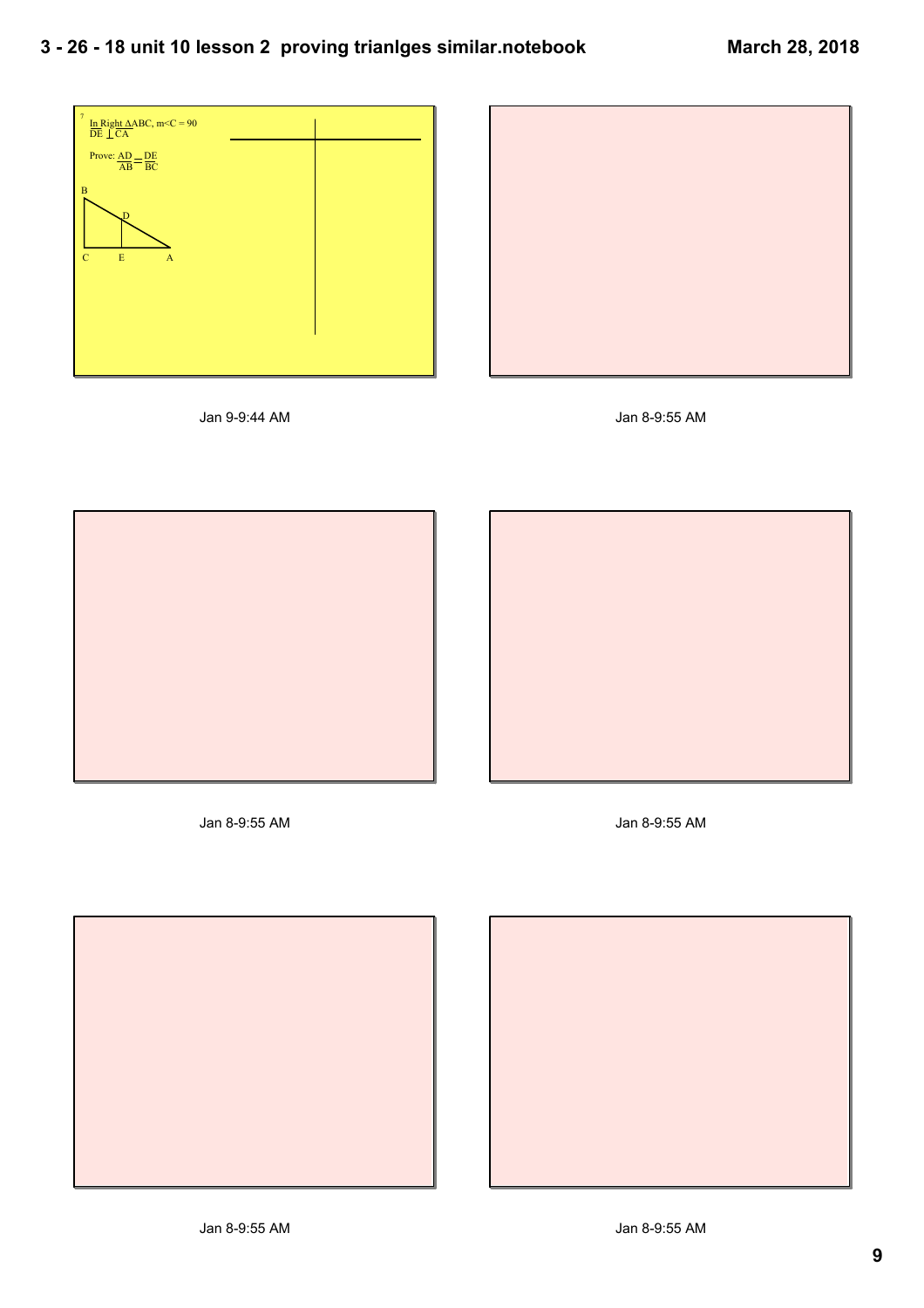7

In Right $\Delta ABC$, $m\angle C = 90$

$\overline{DE} \perp \overline{CA}$

Prove: $\frac{AD}{AB} = \frac{DE}{BC}$

B

D

C E A

Jan 9-9:44 AM

Jan 8-9:55 AM

Jan 8-9:55 AM

Jan 8-9:55 AM

Jan 8-9:55 AM

Jan 8-9:55 AM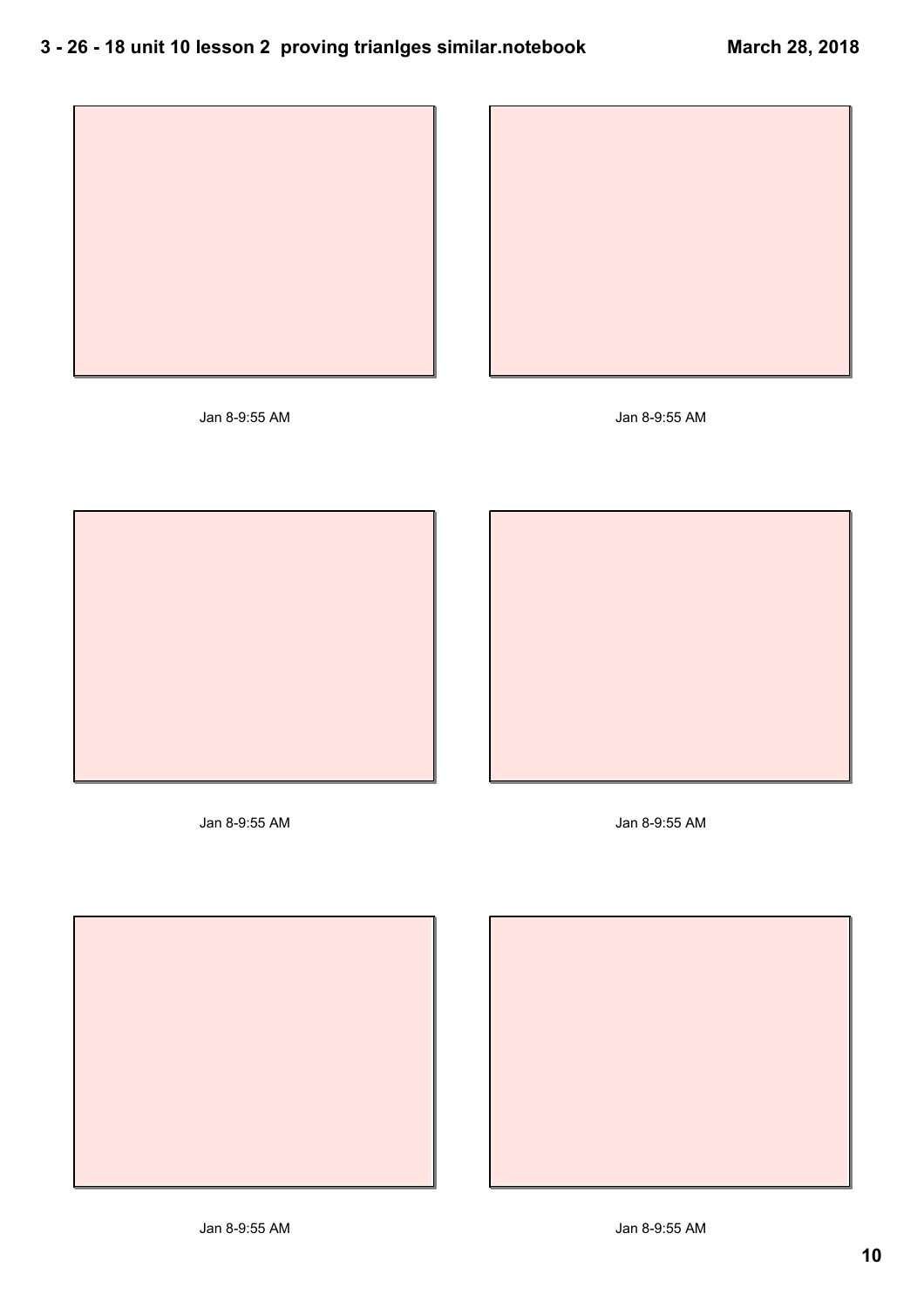Jan 8-9:55 AM

Jan 8-9:55 AM

Jan 8-9:55 AM

Jan 8-9:55 AM

Jan 8-9:55 AM

Jan 8-9:55 AM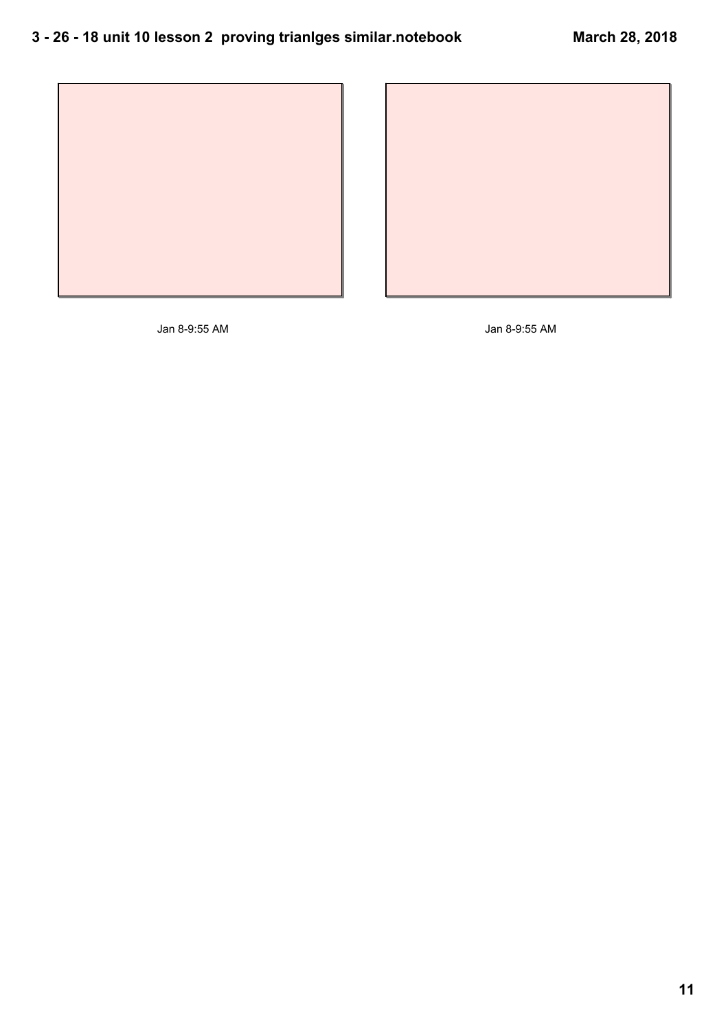Jan 8-9:55 AM

Jan 8-9:55 AM